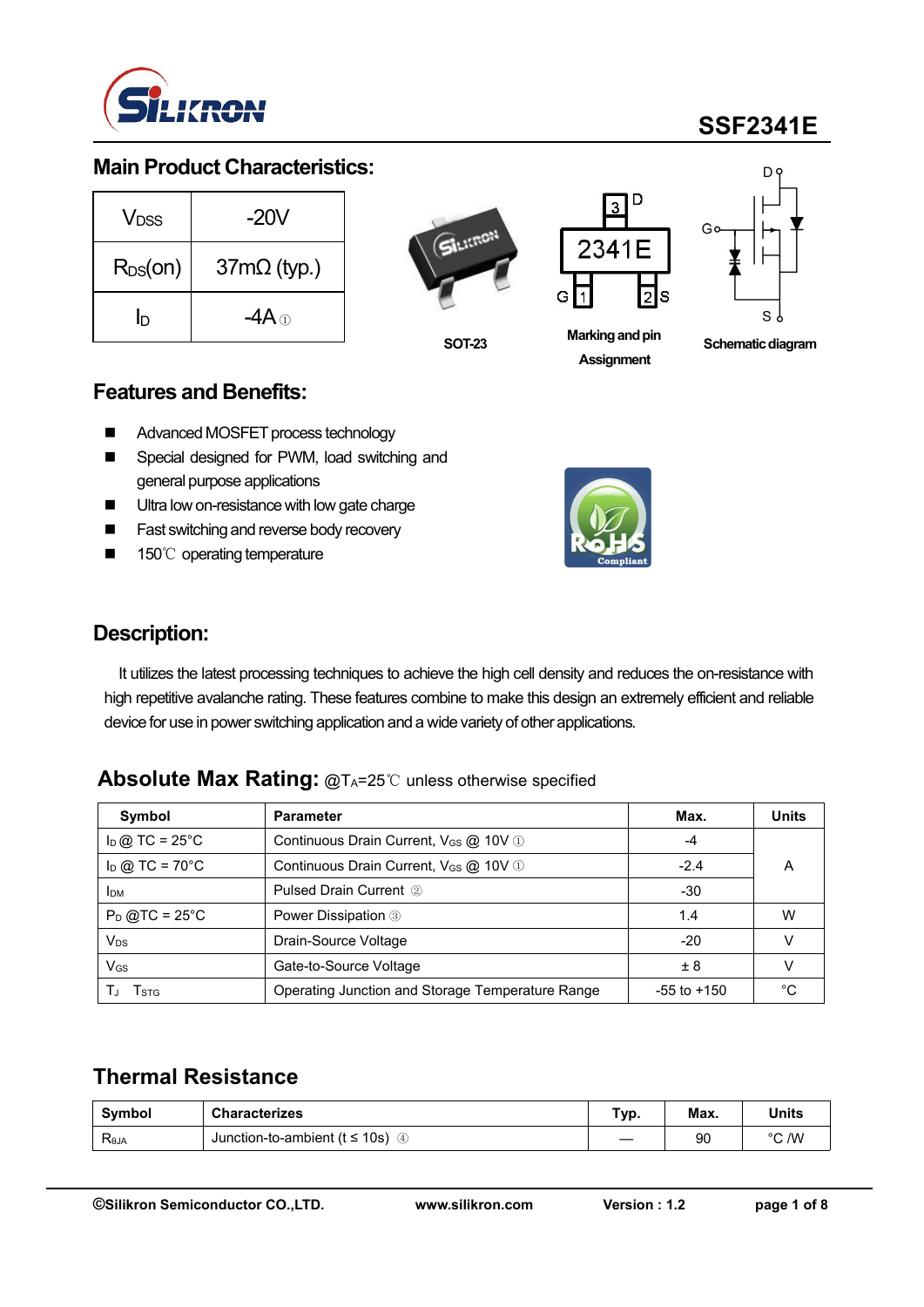# SSF2341E

## Main Product Characteristics:

| | |
|---|---|
| $V_{DSS}$ | -20V |
| $R_{DS}$(on) | 37mΩ (typ.) |
| $I_D$ | -4A ① |

SOT-23

Marking and pin Assignment

Schematic diagram

## Features and Benefits:

- Advanced MOSFET process technology
- Special designed for PWM, load switching and general purpose applications
- Ultra low on-resistance with low gate charge
- Fast switching and reverse body recovery
- 150℃ operating temperature

## Description:

It utilizes the latest processing techniques to achieve the high cell density and reduces the on-resistance with high repetitive avalanche rating. These features combine to make this design an extremely efficient and reliable device for use in power switching application and a wide variety of other applications.

## Absolute Max Rating: @$T_A$=25℃ unless otherwise specified

| Symbol | Parameter | Max. | Units |
|---|---|---|---|
| $I_D$ @ TC = 25°C | Continuous Drain Current, $V_{GS}$ @ 10V ① | -4 | A |
| $I_D$ @ TC = 70°C | Continuous Drain Current, $V_{GS}$ @ 10V ① | -2.4 | |
| $I_{DM}$ | Pulsed Drain Current ② | -30 | |
| $P_D$ @TC = 25°C | Power Dissipation ③ | 1.4 | W |
| $V_{DS}$ | Drain-Source Voltage | -20 | V |
| $V_{GS}$ | Gate-to-Source Voltage | ± 8 | V |
| $T_J$ $T_{STG}$ | Operating Junction and Storage Temperature Range | -55 to +150 | °C |

## Thermal Resistance

| Symbol | Characterizes | Typ. | Max. | Units |
|---|---|---|---|---|
| $R_{θJA}$ | Junction-to-ambient (t ≤ 10s) ④ | — | 90 | °C /W |

©Silikron Semiconductor CO.,LTD. www.silikron.com Version : 1.2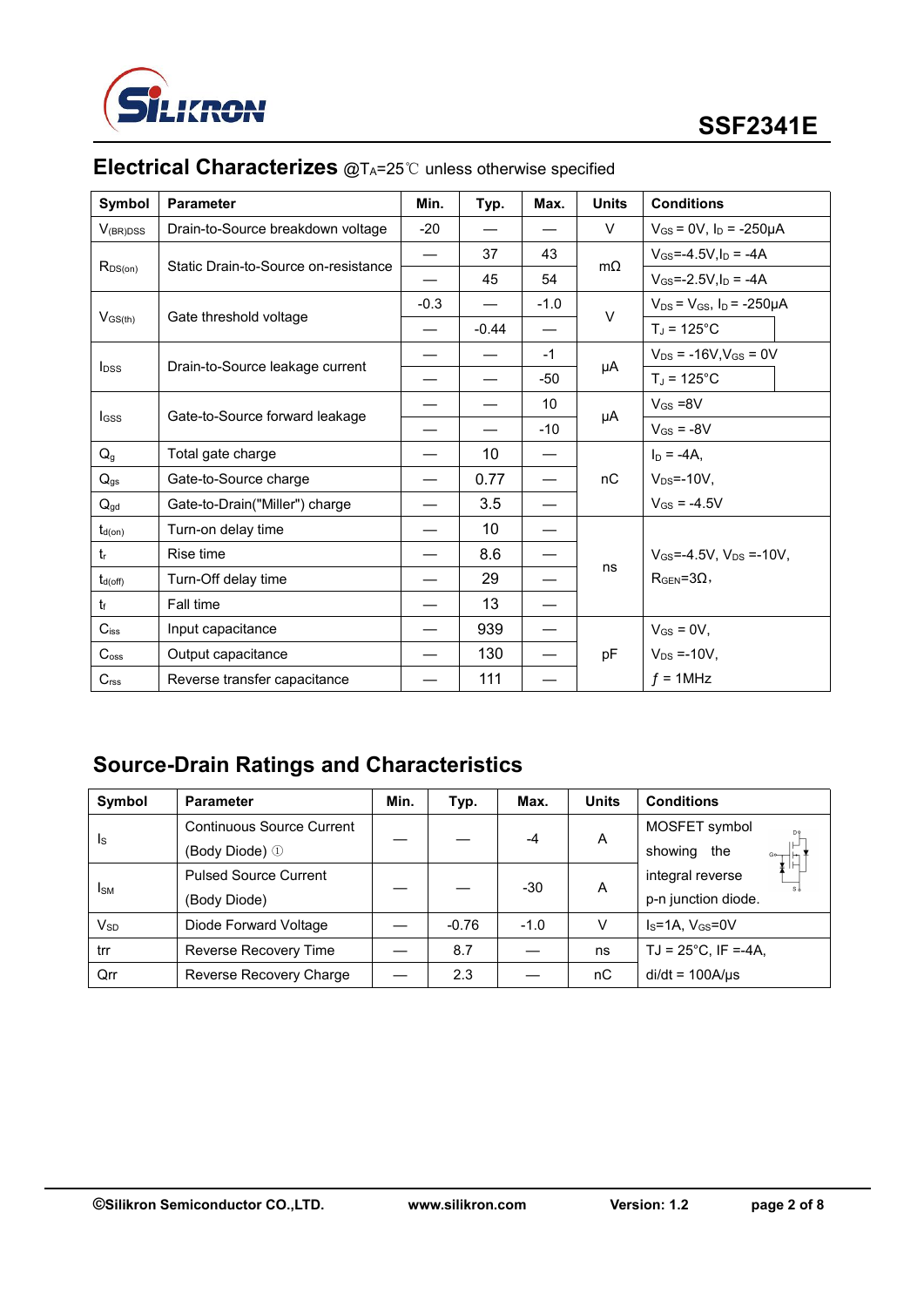## Electrical Characterizes @$T_A$=25℃ unless otherwise specified

| Symbol | Parameter | Min. | Typ. | Max. | Units | Conditions |
|---|---|---|---|---|---|---|
| $V_{(BR)DSS}$ | Drain-to-Source breakdown voltage | -20 | — | — | V | $V_{GS}$ = 0V, $I_D$ = -250μA |
| $R_{DS(on)}$ | Static Drain-to-Source on-resistance | — | 37 | 43 | mΩ | $V_{GS}$=-4.5V,$I_D$ = -4A |
| | | — | 45 | 54 | | $V_{GS}$=-2.5V,$I_D$ = -4A |
| $V_{GS(th)}$ | Gate threshold voltage | -0.3 | — | -1.0 | V | $V_{DS}$ = $V_{GS}$, $I_D$ = -250μA |
| | | — | -0.44 | — | | $T_J$ = 125°C |
| $I_{DSS}$ | Drain-to-Source leakage current | — | — | -1 | μA | $V_{DS}$ = -16V,$V_{GS}$ = 0V |
| | | — | — | -50 | | $T_J$ = 125°C |
| $I_{GSS}$ | Gate-to-Source forward leakage | — | — | 10 | μA | $V_{GS}$ =8V |
| | | — | — | -10 | | $V_{GS}$ = -8V |
| $Q_g$ | Total gate charge | — | 10 | — | nC | $I_D$ = -4A, |
| $Q_{gs}$ | Gate-to-Source charge | — | 0.77 | — | | $V_{DS}$=-10V, |
| $Q_{gd}$ | Gate-to-Drain("Miller") charge | — | 3.5 | — | | $V_{GS}$ = -4.5V |
| $t_{d(on)}$ | Turn-on delay time | — | 10 | — | ns | $V_{GS}$=-4.5V, $V_{DS}$ =-10V, |
| $t_r$ | Rise time | — | 8.6 | — | | $R_{GEN}$=3Ω, |
| $t_{d(off)}$ | Turn-Off delay time | — | 29 | — | | |
| $t_f$ | Fall time | — | 13 | — | | |
| $C_{iss}$ | Input capacitance | — | 939 | — | pF | $V_{GS}$ = 0V, |
| $C_{oss}$ | Output capacitance | — | 130 | — | | $V_{DS}$ =-10V, |
| $C_{rss}$ | Reverse transfer capacitance | — | 111 | — | | $f$ = 1MHz |

## Source-Drain Ratings and Characteristics

| Symbol | Parameter | Min. | Typ. | Max. | Units | Conditions |
|---|---|---|---|---|---|---|
| $I_S$ | Continuous Source Current (Body Diode) ① | — | — | -4 | A | MOSFET symbol showing the integral reverse p-n junction diode. |
| $I_{SM}$ | Pulsed Source Current (Body Diode) | — | — | -30 | A | |
| $V_{SD}$ | Diode Forward Voltage | — | -0.76 | -1.0 | V | $I_S$=1A, $V_{GS}$=0V |
| trr | Reverse Recovery Time | — | 8.7 | — | ns | TJ = 25°C, IF =-4A, |
| Qrr | Reverse Recovery Charge | — | 2.3 | — | nC | di/dt = 100A/μs |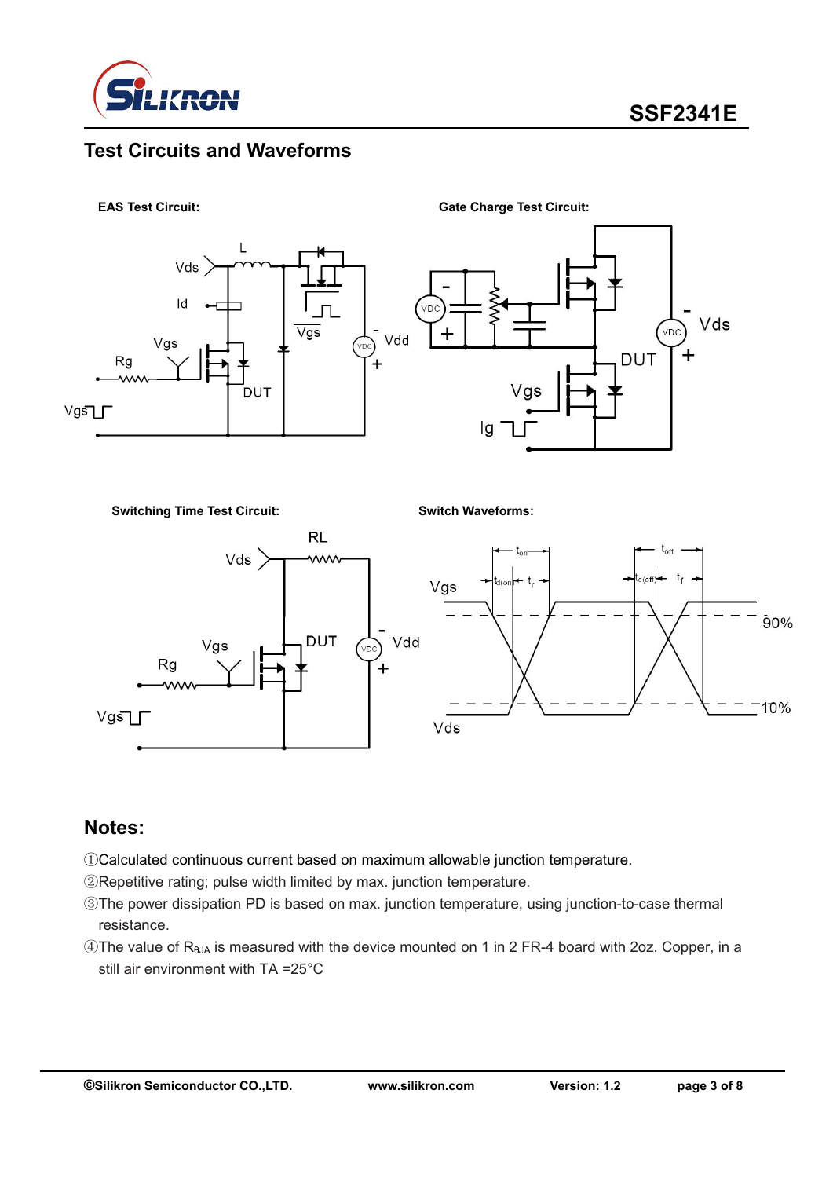## Test Circuits and Waveforms

**EAS Test Circuit:**

**Gate Charge Test Circuit:**

**Switching Time Test Circuit:**

**Switch Waveforms:**

## Notes:

①Calculated continuous current based on maximum allowable junction temperature.

②Repetitive rating; pulse width limited by max. junction temperature.

③The power dissipation PD is based on max. junction temperature, using junction-to-case thermal resistance.

④The value of $R_{\theta JA}$ is measured with the device mounted on 1 in 2 FR-4 board with 2oz. Copper, in a still air environment with TA =25°C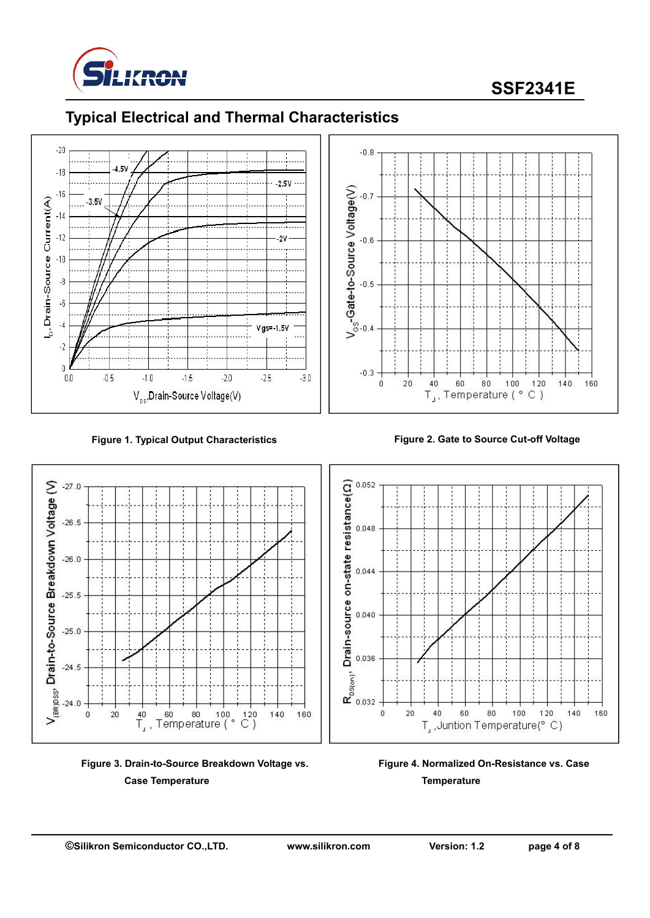## Typical Electrical and Thermal Characteristics

**Figure 1. Typical Output Characteristics**

**Figure 2. Gate to Source Cut-off Voltage**

**Figure 3. Drain-to-Source Breakdown Voltage vs. Case Temperature**

**Figure 4. Normalized On-Resistance vs. Case Temperature**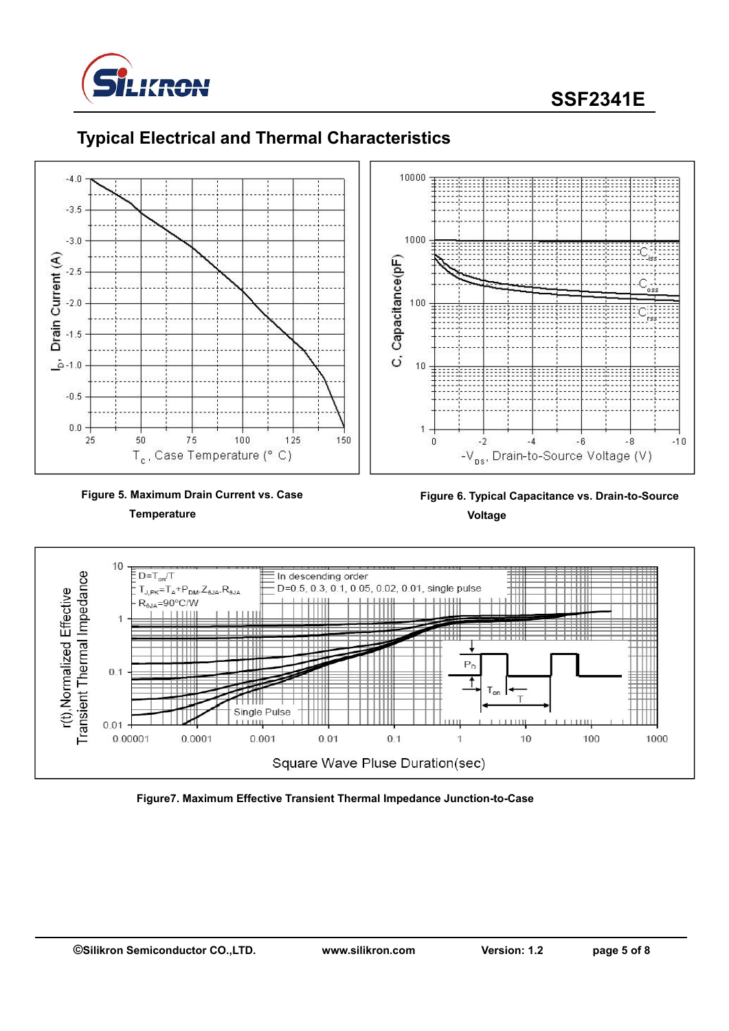## Typical Electrical and Thermal Characteristics

**Figure 5. Maximum Drain Current vs. Case Temperature**

**Figure 6. Typical Capacitance vs. Drain-to-Source Voltage**

**Figure7. Maximum Effective Transient Thermal Impedance Junction-to-Case**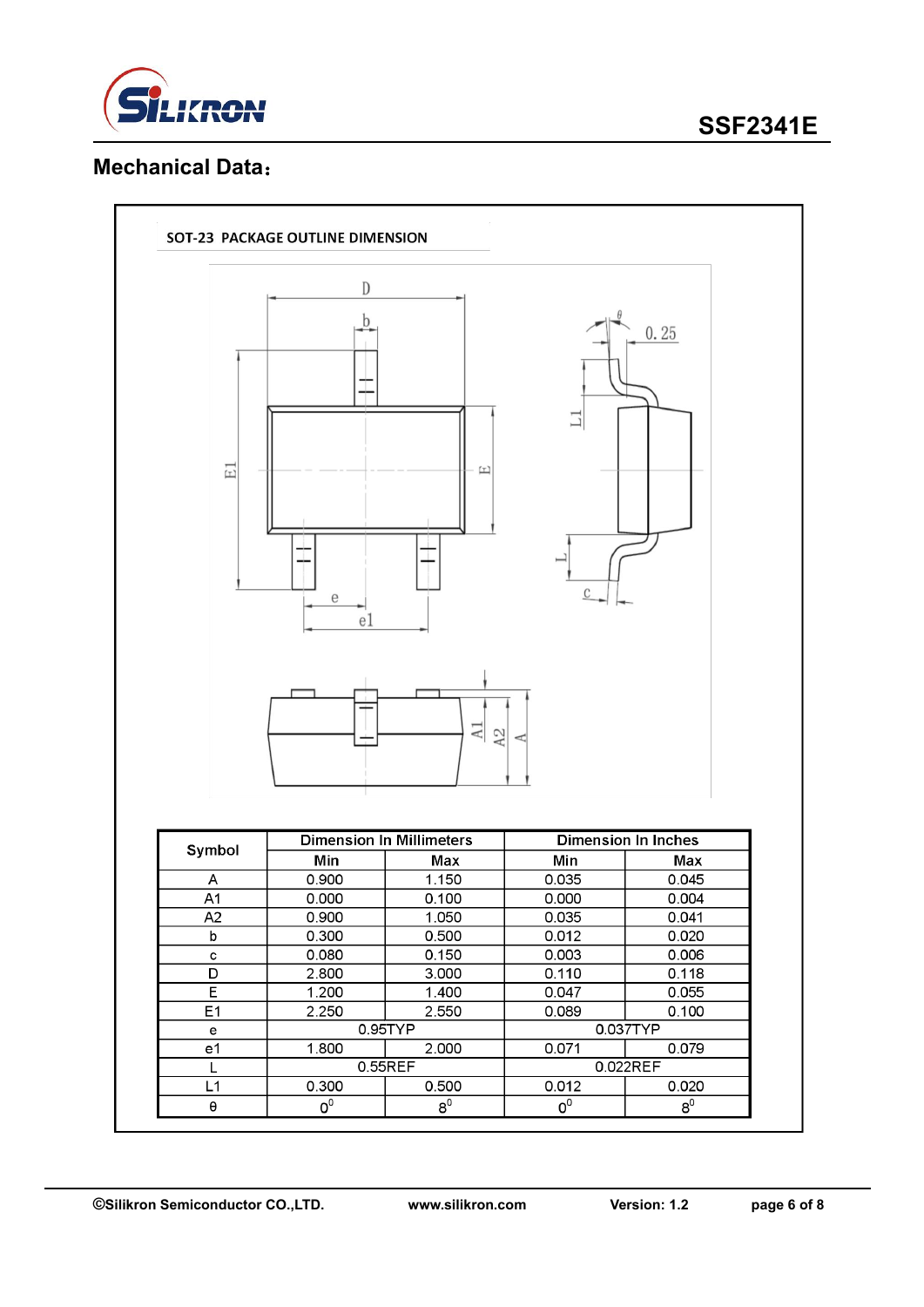## Mechanical Data：

SOT-23 PACKAGE OUTLINE DIMENSION

| Symbol | Dimension In Millimeters | | Dimension In Inches | |
|---|---|---|---|---|
| | Min | Max | Min | Max |
| A | 0.900 | 1.150 | 0.035 | 0.045 |
| A1 | 0.000 | 0.100 | 0.000 | 0.004 |
| A2 | 0.900 | 1.050 | 0.035 | 0.041 |
| b | 0.300 | 0.500 | 0.012 | 0.020 |
| c | 0.080 | 0.150 | 0.003 | 0.006 |
| D | 2.800 | 3.000 | 0.110 | 0.118 |
| E | 1.200 | 1.400 | 0.047 | 0.055 |
| E1 | 2.250 | 2.550 | 0.089 | 0.100 |
| e | 0.95TYP | | 0.037TYP | |
| e1 | 1.800 | 2.000 | 0.071 | 0.079 |
| L | 0.55REF | | 0.022REF | |
| L1 | 0.300 | 0.500 | 0.012 | 0.020 |
| θ | $0^0$ | $8^0$ | $0^0$ | $8^0$ |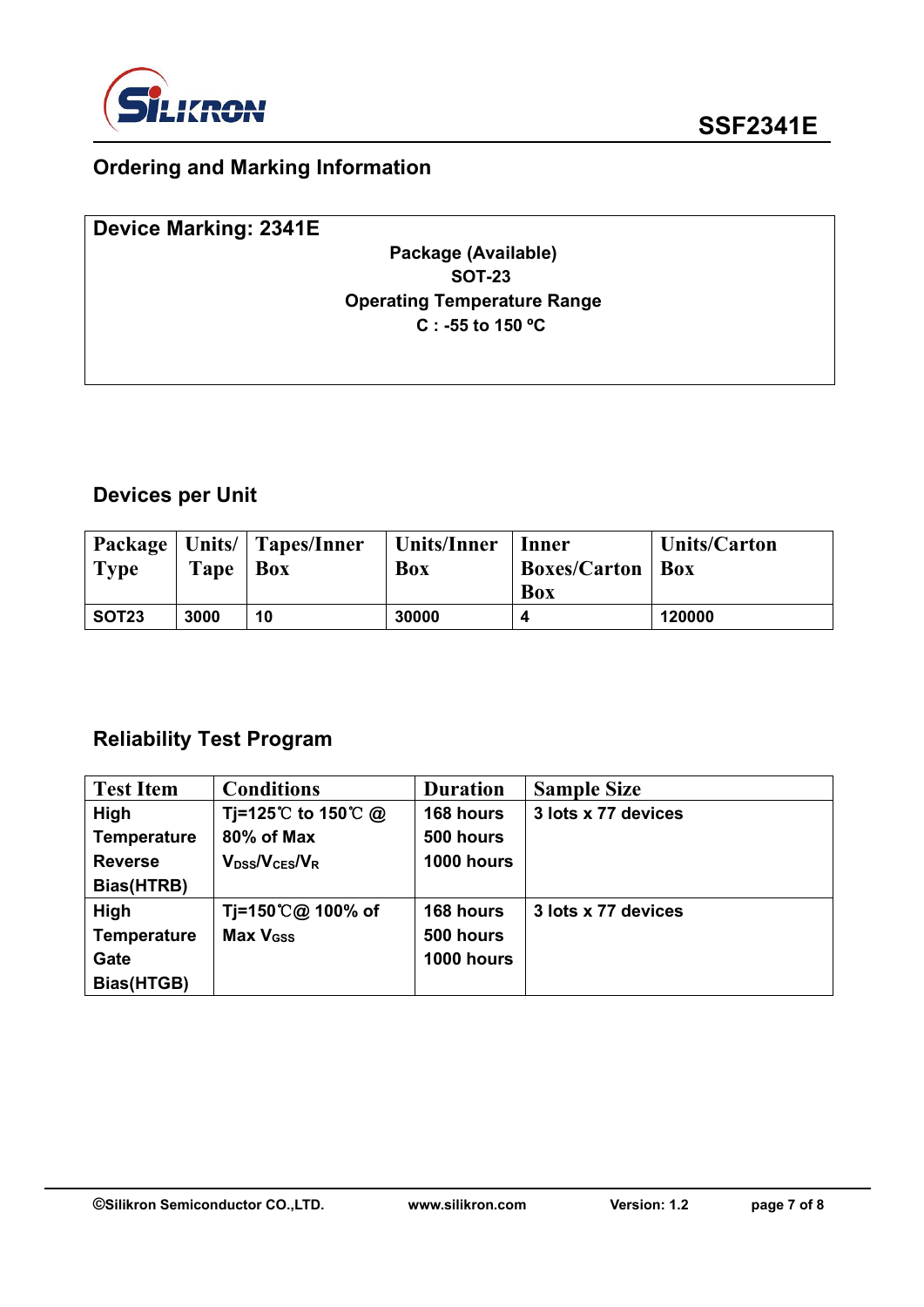## Ordering and Marking Information

**Device Marking: 2341E**

**Package (Available)**
**SOT-23**
**Operating Temperature Range**
**C : -55 to 150 ºC**

## Devices per Unit

| Package Type | Units/ Tape | Tapes/Inner Box | Units/Inner Box | Inner Boxes/Carton Box | Units/Carton Box |
|---|---|---|---|---|---|
| SOT23 | 3000 | 10 | 30000 | 4 | 120000 |

## Reliability Test Program

| Test Item | Conditions | Duration | Sample Size |
|---|---|---|---|
| High Temperature Reverse Bias(HTRB) | Tj=125℃ to 150℃ @ 80% of Max $V_{DSS}/V_{CES}/V_R$ | 168 hours<br>500 hours<br>1000 hours | 3 lots x 77 devices |
| High Temperature Gate Bias(HTGB) | Tj=150℃@ 100% of Max $V_{GSS}$ | 168 hours<br>500 hours<br>1000 hours | 3 lots x 77 devices |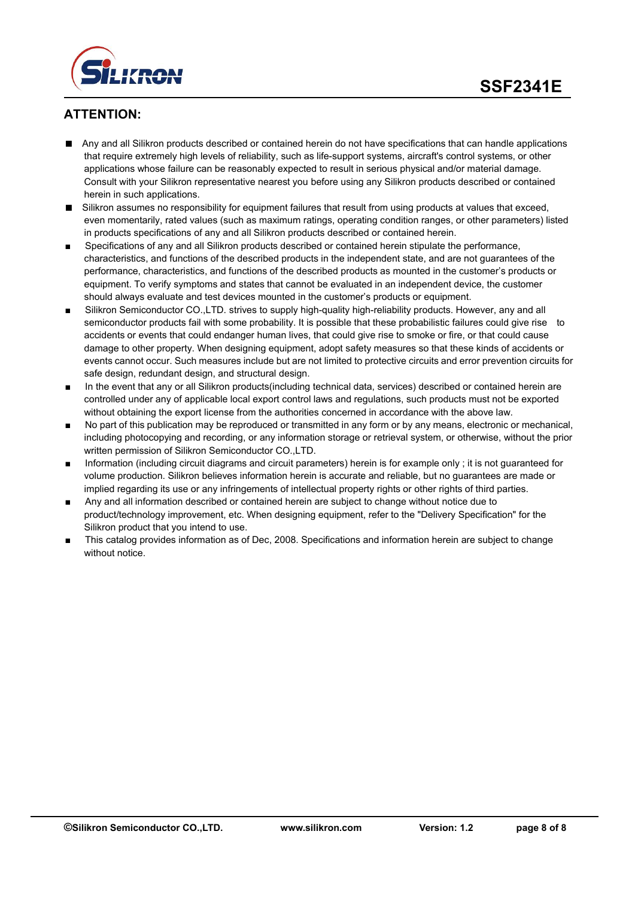## ATTENTION:

- Any and all Silikron products described or contained herein do not have specifications that can handle applications that require extremely high levels of reliability, such as life-support systems, aircraft's control systems, or other applications whose failure can be reasonably expected to result in serious physical and/or material damage. Consult with your Silikron representative nearest you before using any Silikron products described or contained herein in such applications.
- Silikron assumes no responsibility for equipment failures that result from using products at values that exceed, even momentarily, rated values (such as maximum ratings, operating condition ranges, or other parameters) listed in products specifications of any and all Silikron products described or contained herein.
- Specifications of any and all Silikron products described or contained herein stipulate the performance, characteristics, and functions of the described products in the independent state, and are not guarantees of the performance, characteristics, and functions of the described products as mounted in the customer's products or equipment. To verify symptoms and states that cannot be evaluated in an independent device, the customer should always evaluate and test devices mounted in the customer's products or equipment.
- Silikron Semiconductor CO.,LTD. strives to supply high-quality high-reliability products. However, any and all semiconductor products fail with some probability. It is possible that these probabilistic failures could give rise to accidents or events that could endanger human lives, that could give rise to smoke or fire, or that could cause damage to other property. When designing equipment, adopt safety measures so that these kinds of accidents or events cannot occur. Such measures include but are not limited to protective circuits and error prevention circuits for safe design, redundant design, and structural design.
- In the event that any or all Silikron products(including technical data, services) described or contained herein are controlled under any of applicable local export control laws and regulations, such products must not be exported without obtaining the export license from the authorities concerned in accordance with the above law.
- No part of this publication may be reproduced or transmitted in any form or by any means, electronic or mechanical, including photocopying and recording, or any information storage or retrieval system, or otherwise, without the prior written permission of Silikron Semiconductor CO.,LTD.
- Information (including circuit diagrams and circuit parameters) herein is for example only ; it is not guaranteed for volume production. Silikron believes information herein is accurate and reliable, but no guarantees are made or implied regarding its use or any infringements of intellectual property rights or other rights of third parties.
- Any and all information described or contained herein are subject to change without notice due to product/technology improvement, etc. When designing equipment, refer to the "Delivery Specification" for the Silikron product that you intend to use.
- This catalog provides information as of Dec, 2008. Specifications and information herein are subject to change without notice.